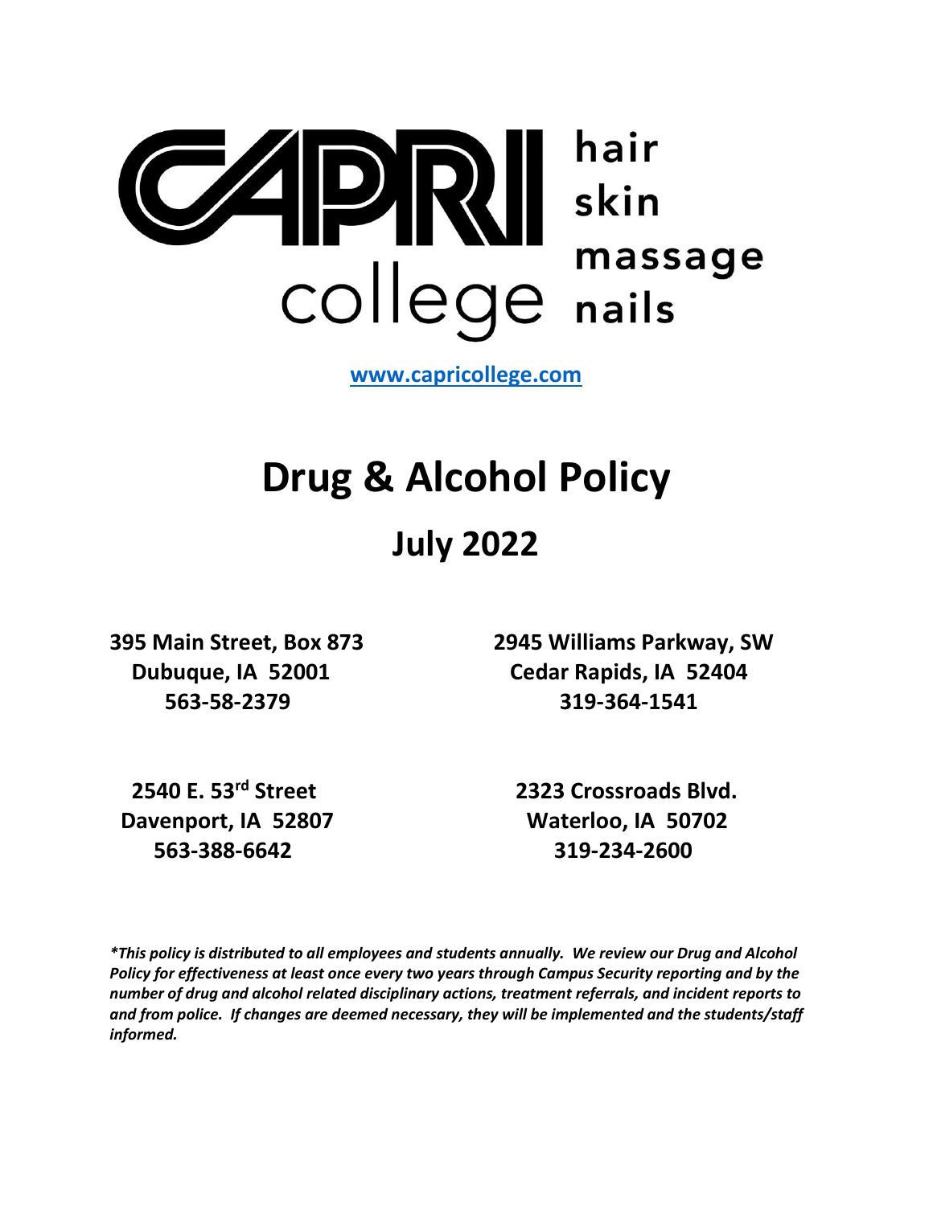CAPRI college

hair
skin
massage
nails

[www.capricollege.com](http://www.capricollege.com)

# Drug & Alcohol Policy

## July 2022

**395 Main Street, Box 873**
**Dubuque, IA 52001**
**563-58-2379**

**2945 Williams Parkway, SW**
**Cedar Rapids, IA 52404**
**319-364-1541**

**2540 E. 53rd Street**
**Davenport, IA 52807**
**563-388-6642**

**2323 Crossroads Blvd.**
**Waterloo, IA 50702**
**319-234-2600**

***This policy is distributed to all employees and students annually. We review our Drug and Alcohol Policy for effectiveness at least once every two years through Campus Security reporting and by the number of drug and alcohol related disciplinary actions, treatment referrals, and incident reports to and from police. If changes are deemed necessary, they will be implemented and the students/staff informed.***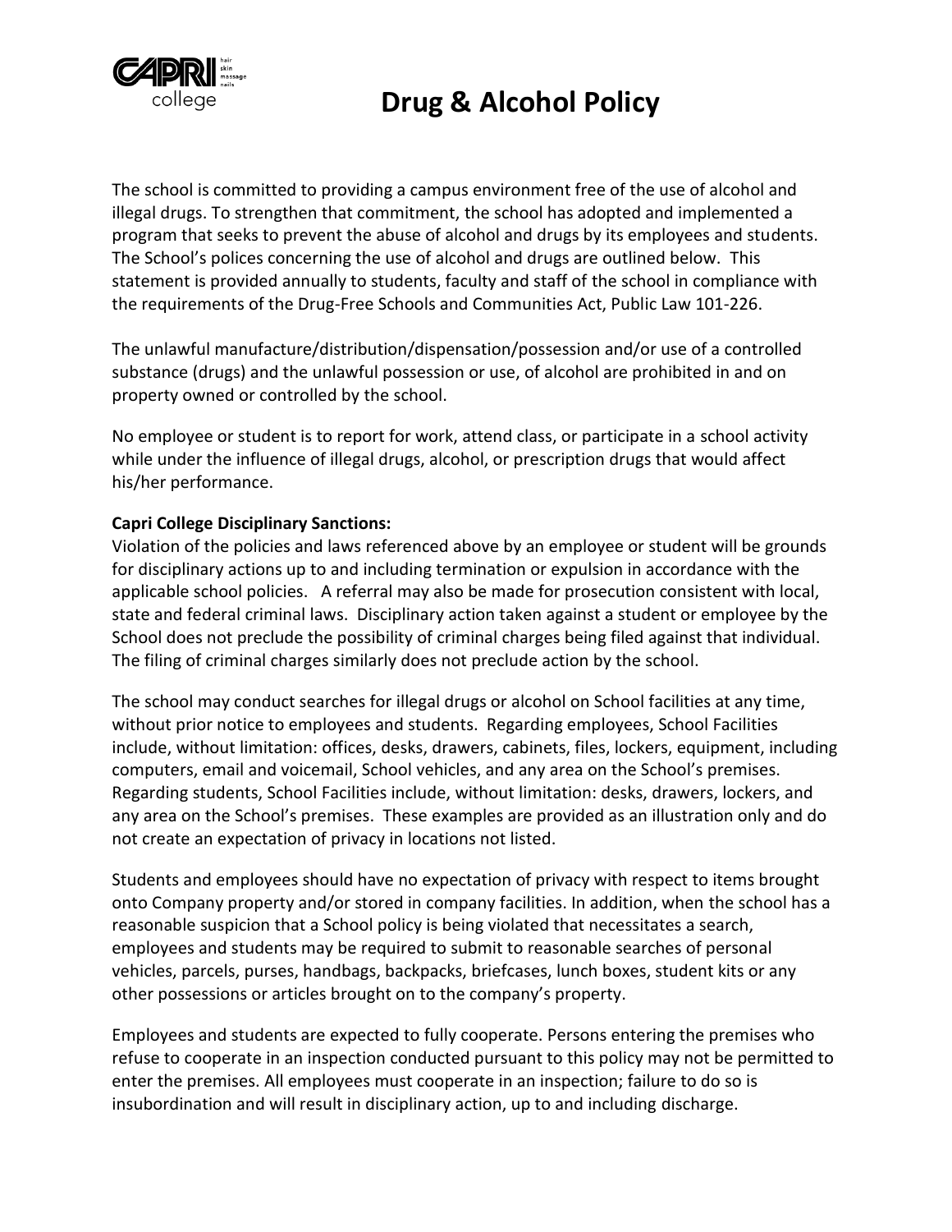# Drug & Alcohol Policy

The school is committed to providing a campus environment free of the use of alcohol and illegal drugs. To strengthen that commitment, the school has adopted and implemented a program that seeks to prevent the abuse of alcohol and drugs by its employees and students. The School's polices concerning the use of alcohol and drugs are outlined below. This statement is provided annually to students, faculty and staff of the school in compliance with the requirements of the Drug-Free Schools and Communities Act, Public Law 101-226.

The unlawful manufacture/distribution/dispensation/possession and/or use of a controlled substance (drugs) and the unlawful possession or use, of alcohol are prohibited in and on property owned or controlled by the school.

No employee or student is to report for work, attend class, or participate in a school activity while under the influence of illegal drugs, alcohol, or prescription drugs that would affect his/her performance.

**Capri College Disciplinary Sanctions:**

Violation of the policies and laws referenced above by an employee or student will be grounds for disciplinary actions up to and including termination or expulsion in accordance with the applicable school policies. A referral may also be made for prosecution consistent with local, state and federal criminal laws. Disciplinary action taken against a student or employee by the School does not preclude the possibility of criminal charges being filed against that individual. The filing of criminal charges similarly does not preclude action by the school.

The school may conduct searches for illegal drugs or alcohol on School facilities at any time, without prior notice to employees and students. Regarding employees, School Facilities include, without limitation: offices, desks, drawers, cabinets, files, lockers, equipment, including computers, email and voicemail, School vehicles, and any area on the School's premises. Regarding students, School Facilities include, without limitation: desks, drawers, lockers, and any area on the School's premises. These examples are provided as an illustration only and do not create an expectation of privacy in locations not listed.

Students and employees should have no expectation of privacy with respect to items brought onto Company property and/or stored in company facilities. In addition, when the school has a reasonable suspicion that a School policy is being violated that necessitates a search, employees and students may be required to submit to reasonable searches of personal vehicles, parcels, purses, handbags, backpacks, briefcases, lunch boxes, student kits or any other possessions or articles brought on to the company's property.

Employees and students are expected to fully cooperate. Persons entering the premises who refuse to cooperate in an inspection conducted pursuant to this policy may not be permitted to enter the premises. All employees must cooperate in an inspection; failure to do so is insubordination and will result in disciplinary action, up to and including discharge.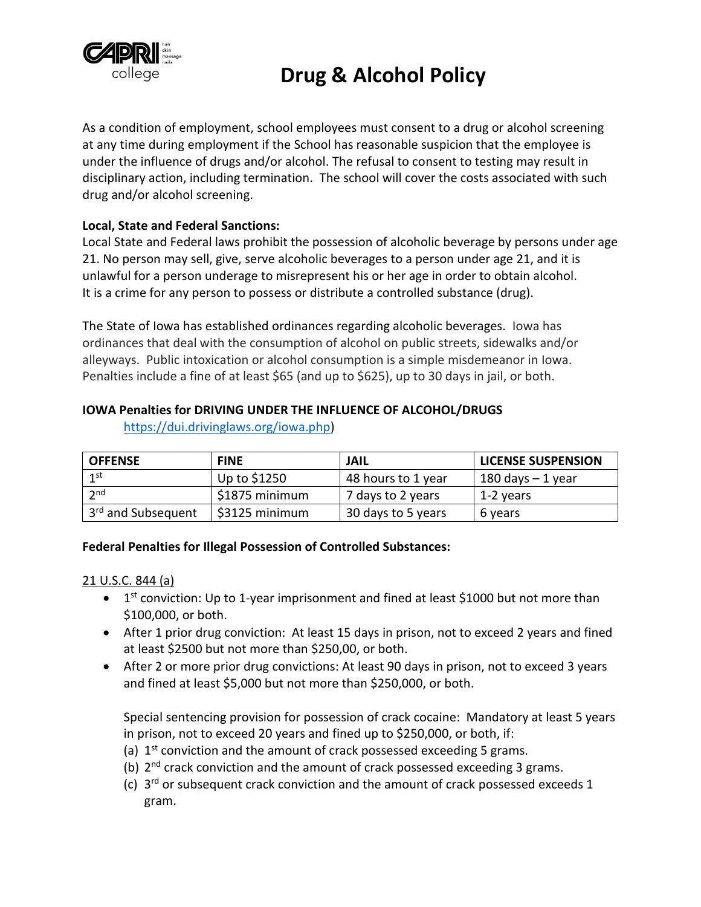# Drug & Alcohol Policy

As a condition of employment, school employees must consent to a drug or alcohol screening at any time during employment if the School has reasonable suspicion that the employee is under the influence of drugs and/or alcohol. The refusal to consent to testing may result in disciplinary action, including termination. The school will cover the costs associated with such drug and/or alcohol screening.

**Local, State and Federal Sanctions:**
Local State and Federal laws prohibit the possession of alcoholic beverage by persons under age 21. No person may sell, give, serve alcoholic beverages to a person under age 21, and it is unlawful for a person underage to misrepresent his or her age in order to obtain alcohol. It is a crime for any person to possess or distribute a controlled substance (drug).

The State of Iowa has established ordinances regarding alcoholic beverages. Iowa has ordinances that deal with the consumption of alcohol on public streets, sidewalks and/or alleyways. Public intoxication or alcohol consumption is a simple misdemeanor in Iowa. Penalties include a fine of at least $65 (and up to $625), up to 30 days in jail, or both.

**IOWA Penalties for DRIVING UNDER THE INFLUENCE OF ALCOHOL/DRUGS**
https://dui.drivinglaws.org/iowa.php)

| OFFENSE | FINE | JAIL | LICENSE SUSPENSION |
|---|---|---|---|
| 1st | Up to $1250 | 48 hours to 1 year | 180 days – 1 year |
| 2nd | $1875 minimum | 7 days to 2 years | 1-2 years |
| 3rd and Subsequent | $3125 minimum | 30 days to 5 years | 6 years |

**Federal Penalties for Illegal Possession of Controlled Substances:**

21 U.S.C. 844 (a)

- 1st conviction: Up to 1-year imprisonment and fined at least $1000 but not more than $100,000, or both.
- After 1 prior drug conviction: At least 15 days in prison, not to exceed 2 years and fined at least $2500 but not more than $250,00, or both.
- After 2 or more prior drug convictions: At least 90 days in prison, not to exceed 3 years and fined at least $5,000 but not more than $250,000, or both.

  Special sentencing provision for possession of crack cocaine: Mandatory at least 5 years in prison, not to exceed 20 years and fined up to $250,000, or both, if:
  (a) 1st conviction and the amount of crack possessed exceeding 5 grams.
  (b) 2nd crack conviction and the amount of crack possessed exceeding 3 grams.
  (c) 3rd or subsequent crack conviction and the amount of crack possessed exceeds 1 gram.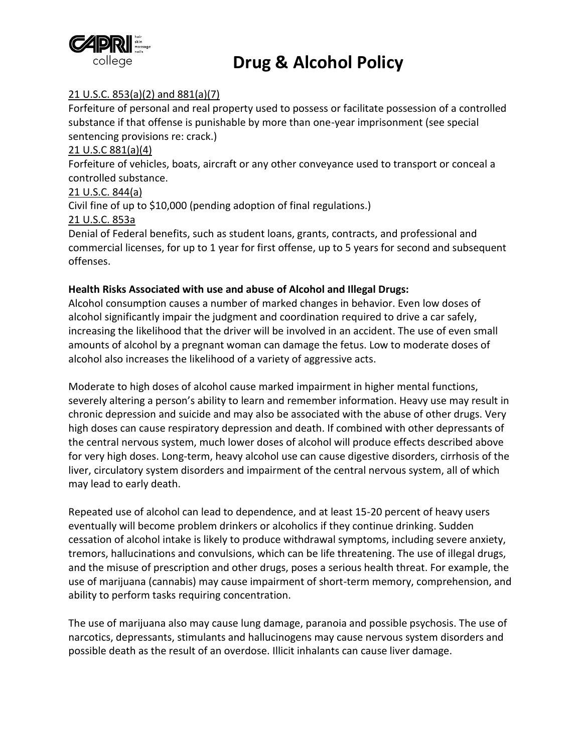# Drug & Alcohol Policy

21 U.S.C. 853(a)(2) and 881(a)(7)

Forfeiture of personal and real property used to possess or facilitate possession of a controlled substance if that offense is punishable by more than one-year imprisonment (see special sentencing provisions re: crack.)

21 U.S.C 881(a)(4)

Forfeiture of vehicles, boats, aircraft or any other conveyance used to transport or conceal a controlled substance.

21 U.S.C. 844(a)

Civil fine of up to $10,000 (pending adoption of final regulations.)

21 U.S.C. 853a

Denial of Federal benefits, such as student loans, grants, contracts, and professional and commercial licenses, for up to 1 year for first offense, up to 5 years for second and subsequent offenses.

**Health Risks Associated with use and abuse of Alcohol and Illegal Drugs:**

Alcohol consumption causes a number of marked changes in behavior. Even low doses of alcohol significantly impair the judgment and coordination required to drive a car safely, increasing the likelihood that the driver will be involved in an accident. The use of even small amounts of alcohol by a pregnant woman can damage the fetus. Low to moderate doses of alcohol also increases the likelihood of a variety of aggressive acts.

Moderate to high doses of alcohol cause marked impairment in higher mental functions, severely altering a person's ability to learn and remember information. Heavy use may result in chronic depression and suicide and may also be associated with the abuse of other drugs. Very high doses can cause respiratory depression and death. If combined with other depressants of the central nervous system, much lower doses of alcohol will produce effects described above for very high doses. Long-term, heavy alcohol use can cause digestive disorders, cirrhosis of the liver, circulatory system disorders and impairment of the central nervous system, all of which may lead to early death.

Repeated use of alcohol can lead to dependence, and at least 15-20 percent of heavy users eventually will become problem drinkers or alcoholics if they continue drinking. Sudden cessation of alcohol intake is likely to produce withdrawal symptoms, including severe anxiety, tremors, hallucinations and convulsions, which can be life threatening. The use of illegal drugs, and the misuse of prescription and other drugs, poses a serious health threat. For example, the use of marijuana (cannabis) may cause impairment of short-term memory, comprehension, and ability to perform tasks requiring concentration.

The use of marijuana also may cause lung damage, paranoia and possible psychosis. The use of narcotics, depressants, stimulants and hallucinogens may cause nervous system disorders and possible death as the result of an overdose. Illicit inhalants can cause liver damage.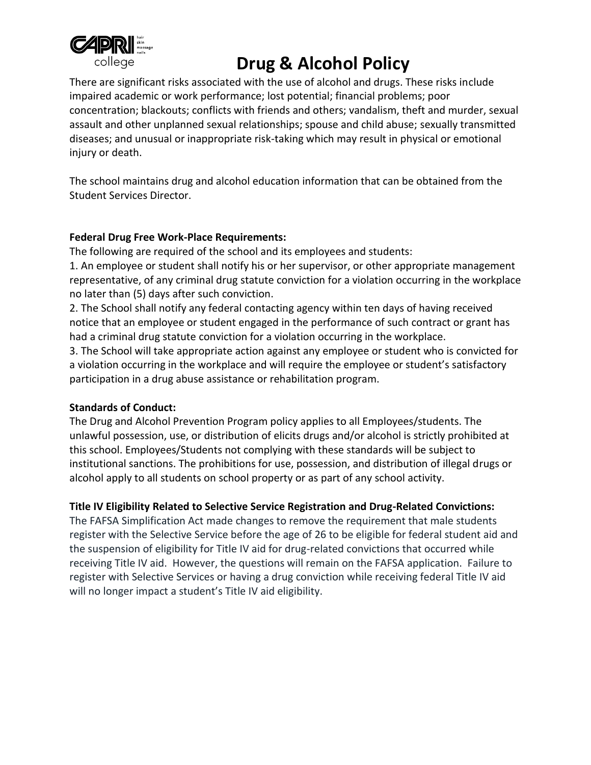# Drug & Alcohol Policy

There are significant risks associated with the use of alcohol and drugs. These risks include impaired academic or work performance; lost potential; financial problems; poor concentration; blackouts; conflicts with friends and others; vandalism, theft and murder, sexual assault and other unplanned sexual relationships; spouse and child abuse; sexually transmitted diseases; and unusual or inappropriate risk-taking which may result in physical or emotional injury or death.

The school maintains drug and alcohol education information that can be obtained from the Student Services Director.

**Federal Drug Free Work-Place Requirements:**

The following are required of the school and its employees and students:

1. An employee or student shall notify his or her supervisor, or other appropriate management representative, of any criminal drug statute conviction for a violation occurring in the workplace no later than (5) days after such conviction.
2. The School shall notify any federal contacting agency within ten days of having received notice that an employee or student engaged in the performance of such contract or grant has had a criminal drug statute conviction for a violation occurring in the workplace.
3. The School will take appropriate action against any employee or student who is convicted for a violation occurring in the workplace and will require the employee or student's satisfactory participation in a drug abuse assistance or rehabilitation program.

**Standards of Conduct:**

The Drug and Alcohol Prevention Program policy applies to all Employees/students. The unlawful possession, use, or distribution of elicits drugs and/or alcohol is strictly prohibited at this school. Employees/Students not complying with these standards will be subject to institutional sanctions. The prohibitions for use, possession, and distribution of illegal drugs or alcohol apply to all students on school property or as part of any school activity.

**Title IV Eligibility Related to Selective Service Registration and Drug-Related Convictions:**

The FAFSA Simplification Act made changes to remove the requirement that male students register with the Selective Service before the age of 26 to be eligible for federal student aid and the suspension of eligibility for Title IV aid for drug-related convictions that occurred while receiving Title IV aid. However, the questions will remain on the FAFSA application. Failure to register with Selective Services or having a drug conviction while receiving federal Title IV aid will no longer impact a student's Title IV aid eligibility.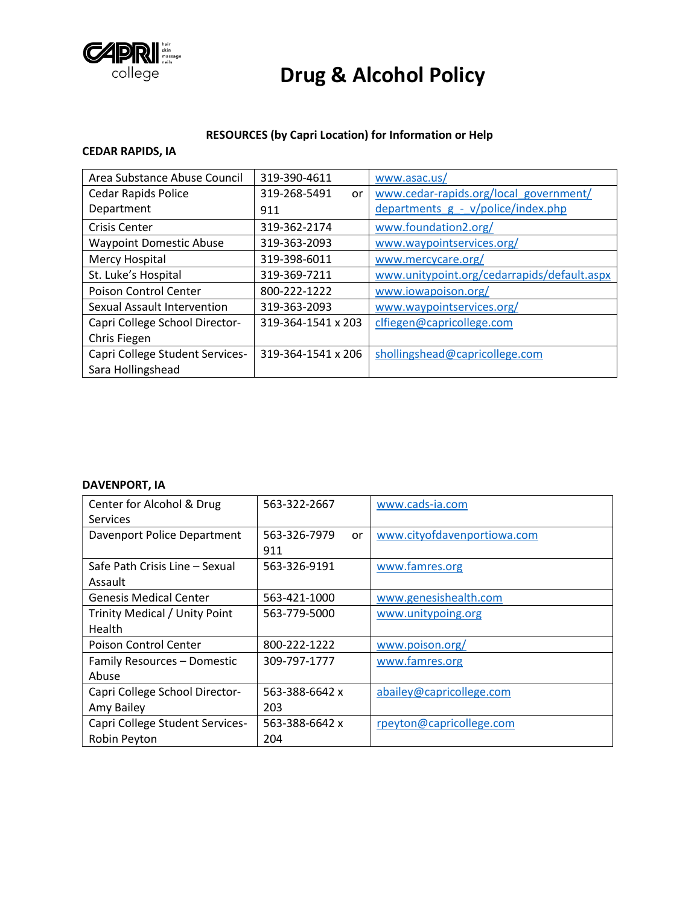# Drug & Alcohol Policy

**RESOURCES (by Capri Location) for Information or Help**

**CEDAR RAPIDS, IA**

| | | |
|---|---|---|
| Area Substance Abuse Council | 319-390-4611 | www.asac.us/ |
| Cedar Rapids Police Department | 319-268-5491 or 911 | www.cedar-rapids.org/local_government/departments_g_-_v/police/index.php |
| Crisis Center | 319-362-2174 | www.foundation2.org/ |
| Waypoint Domestic Abuse | 319-363-2093 | www.waypointservices.org/ |
| Mercy Hospital | 319-398-6011 | www.mercycare.org/ |
| St. Luke's Hospital | 319-369-7211 | www.unitypoint.org/cedarrapids/default.aspx |
| Poison Control Center | 800-222-1222 | www.iowapoison.org/ |
| Sexual Assault Intervention | 319-363-2093 | www.waypointservices.org/ |
| Capri College School Director- Chris Fiegen | 319-364-1541 x 203 | clfiegen@capricollege.com |
| Capri College Student Services- Sara Hollingshead | 319-364-1541 x 206 | shollingshead@capricollege.com |

**DAVENPORT, IA**

| | | |
|---|---|---|
| Center for Alcohol & Drug Services | 563-322-2667 | www.cads-ia.com |
| Davenport Police Department | 563-326-7979 or 911 | www.cityofdavenportiowa.com |
| Safe Path Crisis Line – Sexual Assault | 563-326-9191 | www.famres.org |
| Genesis Medical Center | 563-421-1000 | www.genesishealth.com |
| Trinity Medical / Unity Point Health | 563-779-5000 | www.unitypoing.org |
| Poison Control Center | 800-222-1222 | www.poison.org/ |
| Family Resources – Domestic Abuse | 309-797-1777 | www.famres.org |
| Capri College School Director- Amy Bailey | 563-388-6642 x 203 | abailey@capricollege.com |
| Capri College Student Services- Robin Peyton | 563-388-6642 x 204 | rpeyton@capricollege.com |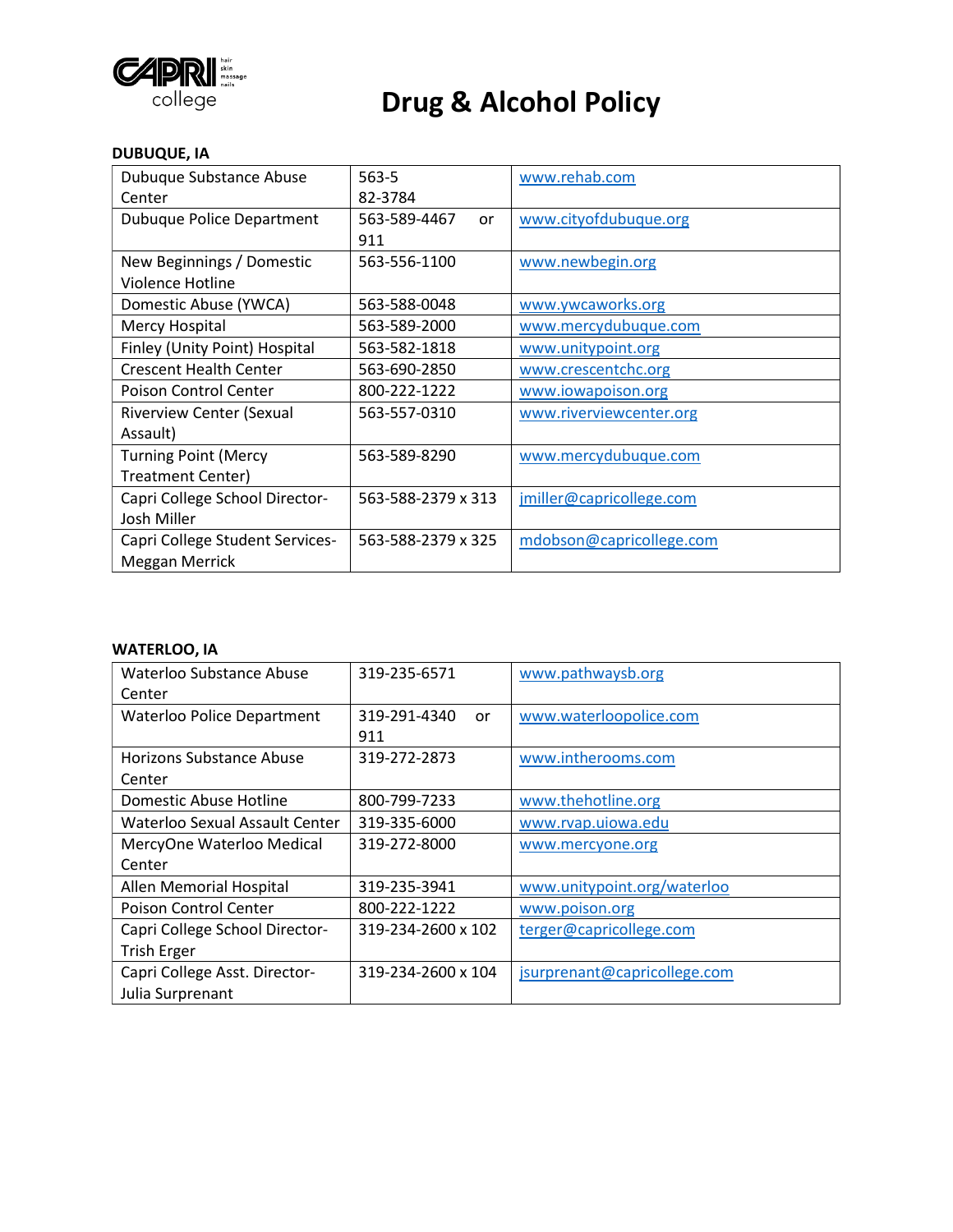# Drug & Alcohol Policy

**DUBUQUE, IA**

| | | |
|---|---|---|
| Dubuque Substance Abuse Center | 563-582-3784 | www.rehab.com |
| Dubuque Police Department | 563-589-4467 or 911 | www.cityofdubuque.org |
| New Beginnings / Domestic Violence Hotline | 563-556-1100 | www.newbegin.org |
| Domestic Abuse (YWCA) | 563-588-0048 | www.ywcaworks.org |
| Mercy Hospital | 563-589-2000 | www.mercydubuque.com |
| Finley (Unity Point) Hospital | 563-582-1818 | www.unitypoint.org |
| Crescent Health Center | 563-690-2850 | www.crescentchc.org |
| Poison Control Center | 800-222-1222 | www.iowapoison.org |
| Riverview Center (Sexual Assault) | 563-557-0310 | www.riverviewcenter.org |
| Turning Point (Mercy Treatment Center) | 563-589-8290 | www.mercydubuque.com |
| Capri College School Director- Josh Miller | 563-588-2379 x 313 | jmiller@capricollege.com |
| Capri College Student Services- Meggan Merrick | 563-588-2379 x 325 | mdobson@capricollege.com |

**WATERLOO, IA**

| | | |
|---|---|---|
| Waterloo Substance Abuse Center | 319-235-6571 | www.pathwaysb.org |
| Waterloo Police Department | 319-291-4340 or 911 | www.waterloopolice.com |
| Horizons Substance Abuse Center | 319-272-2873 | www.intherooms.com |
| Domestic Abuse Hotline | 800-799-7233 | www.thehotline.org |
| Waterloo Sexual Assault Center | 319-335-6000 | www.rvap.uiowa.edu |
| MercyOne Waterloo Medical Center | 319-272-8000 | www.mercyone.org |
| Allen Memorial Hospital | 319-235-3941 | www.unitypoint.org/waterloo |
| Poison Control Center | 800-222-1222 | www.poison.org |
| Capri College School Director- Trish Erger | 319-234-2600 x 102 | terger@capricollege.com |
| Capri College Asst. Director- Julia Surprenant | 319-234-2600 x 104 | jsurprenant@capricollege.com |